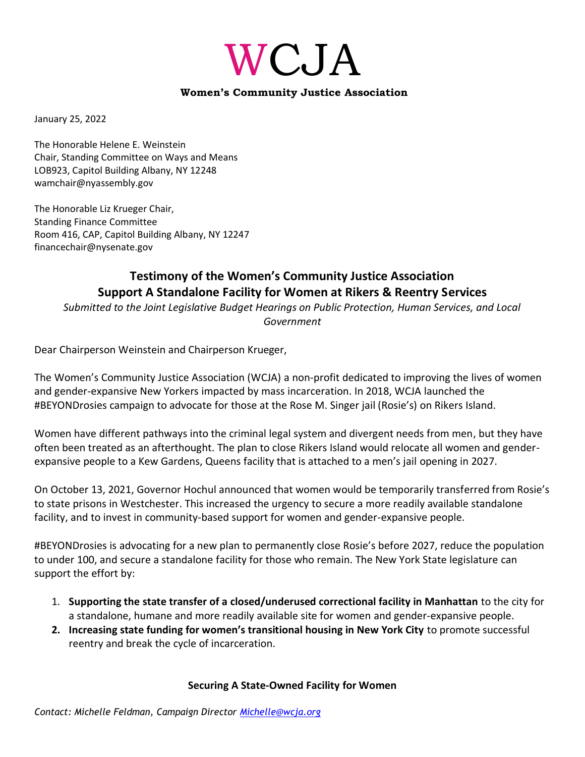# WCJA

**Women's Community Justice Association**

January 25, 2022

The Honorable Helene E. Weinstein
Chair, Standing Committee on Ways and Means
LOB923, Capitol Building Albany, NY 12248
wamchair@nyassembly.gov

The Honorable Liz Krueger Chair,
Standing Finance Committee
Room 416, CAP, Capitol Building Albany, NY 12247
financechair@nysenate.gov

## Testimony of the Women's Community Justice Association
## Support A Standalone Facility for Women at Rikers & Reentry Services

*Submitted to the Joint Legislative Budget Hearings on Public Protection, Human Services, and Local Government*

Dear Chairperson Weinstein and Chairperson Krueger,

The Women's Community Justice Association (WCJA) a non-profit dedicated to improving the lives of women and gender-expansive New Yorkers impacted by mass incarceration. In 2018, WCJA launched the #BEYONDrosies campaign to advocate for those at the Rose M. Singer jail (Rosie's) on Rikers Island.

Women have different pathways into the criminal legal system and divergent needs from men, but they have often been treated as an afterthought. The plan to close Rikers Island would relocate all women and gender-expansive people to a Kew Gardens, Queens facility that is attached to a men's jail opening in 2027.

On October 13, 2021, Governor Hochul announced that women would be temporarily transferred from Rosie's to state prisons in Westchester. This increased the urgency to secure a more readily available standalone facility, and to invest in community-based support for women and gender-expansive people.

#BEYONDrosies is advocating for a new plan to permanently close Rosie's before 2027, reduce the population to under 100, and secure a standalone facility for those who remain. The New York State legislature can support the effort by:

1. **Supporting the state transfer of a closed/underused correctional facility in Manhattan** to the city for a standalone, humane and more readily available site for women and gender-expansive people.
2. **Increasing state funding for women's transitional housing in New York City** to promote successful reentry and break the cycle of incarceration.

### Securing A State-Owned Facility for Women

*Contact: Michelle Feldman, Campaign Director Michelle@wcja.org*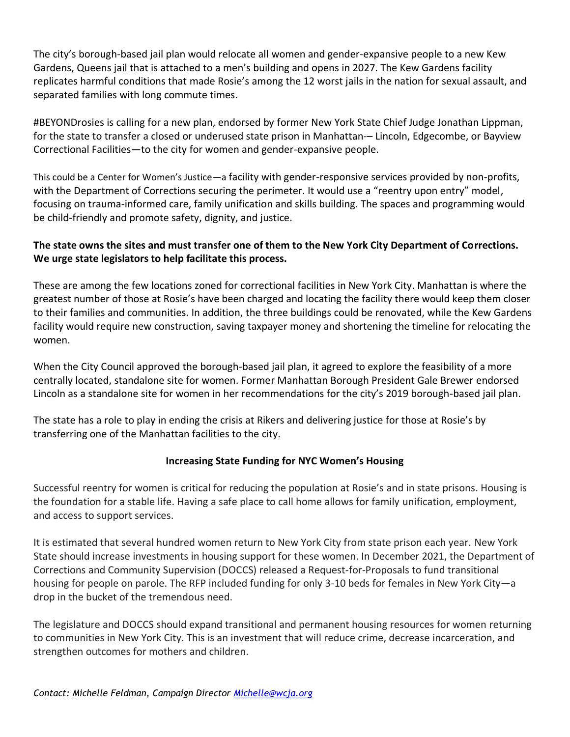The city's borough-based jail plan would relocate all women and gender-expansive people to a new Kew Gardens, Queens jail that is attached to a men's building and opens in 2027. The Kew Gardens facility replicates harmful conditions that made Rosie's among the 12 worst jails in the nation for sexual assault, and separated families with long commute times.

#BEYONDrosies is calling for a new plan, endorsed by former New York State Chief Judge Jonathan Lippman, for the state to transfer a closed or underused state prison in Manhattan-– Lincoln, Edgecombe, or Bayview Correctional Facilities—to the city for women and gender-expansive people.

This could be a Center for Women's Justice—a facility with gender-responsive services provided by non-profits, with the Department of Corrections securing the perimeter. It would use a "reentry upon entry" model, focusing on trauma-informed care, family unification and skills building. The spaces and programming would be child-friendly and promote safety, dignity, and justice.

**The state owns the sites and must transfer one of them to the New York City Department of Corrections. We urge state legislators to help facilitate this process.**

These are among the few locations zoned for correctional facilities in New York City. Manhattan is where the greatest number of those at Rosie's have been charged and locating the facility there would keep them closer to their families and communities. In addition, the three buildings could be renovated, while the Kew Gardens facility would require new construction, saving taxpayer money and shortening the timeline for relocating the women.

When the City Council approved the borough-based jail plan, it agreed to explore the feasibility of a more centrally located, standalone site for women. Former Manhattan Borough President Gale Brewer endorsed Lincoln as a standalone site for women in her recommendations for the city's 2019 borough-based jail plan.

The state has a role to play in ending the crisis at Rikers and delivering justice for those at Rosie's by transferring one of the Manhattan facilities to the city.

## Increasing State Funding for NYC Women's Housing

Successful reentry for women is critical for reducing the population at Rosie's and in state prisons. Housing is the foundation for a stable life. Having a safe place to call home allows for family unification, employment, and access to support services.

It is estimated that several hundred women return to New York City from state prison each year. New York State should increase investments in housing support for these women. In December 2021, the Department of Corrections and Community Supervision (DOCCS) released a Request-for-Proposals to fund transitional housing for people on parole. The RFP included funding for only 3-10 beds for females in New York City—a drop in the bucket of the tremendous need.

The legislature and DOCCS should expand transitional and permanent housing resources for women returning to communities in New York City. This is an investment that will reduce crime, decrease incarceration, and strengthen outcomes for mothers and children.

*Contact: Michelle Feldman, Campaign Director [Michelle@wcja.org](mailto:Michelle@wcja.org)*